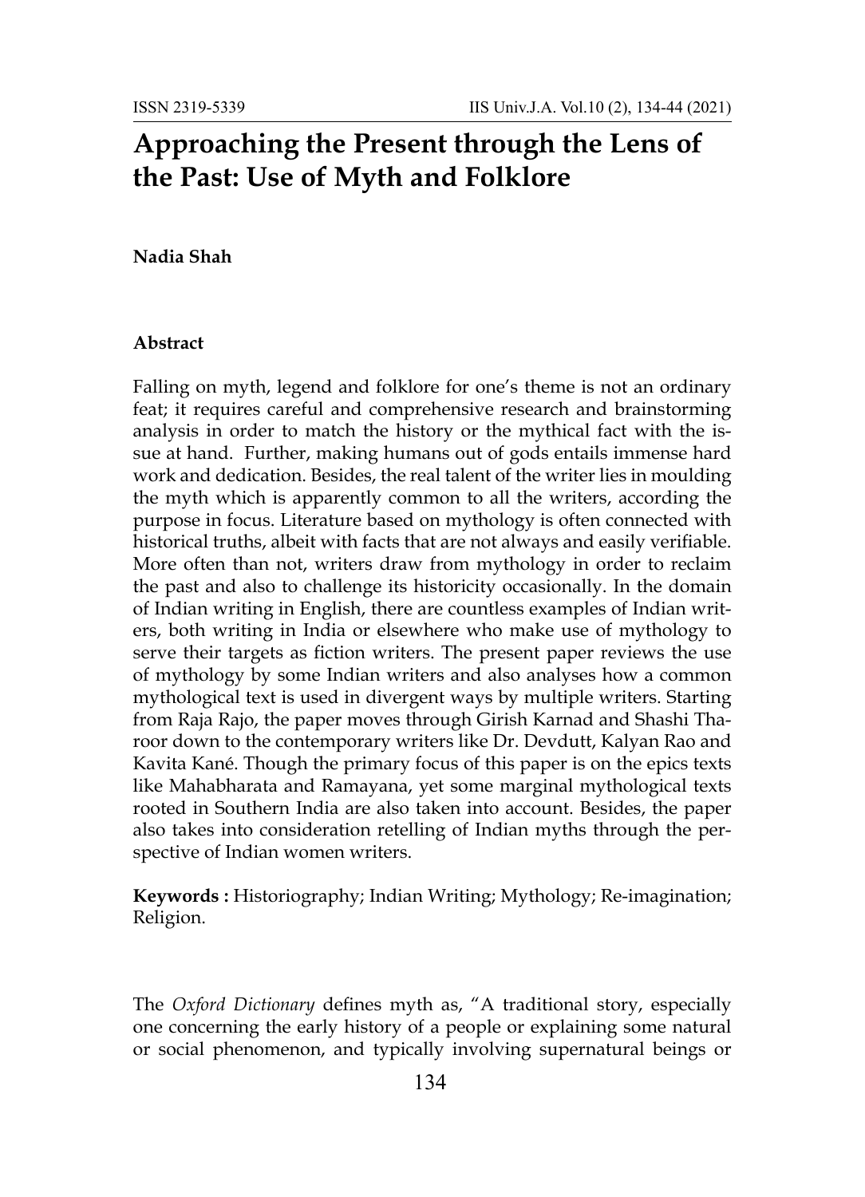# Approaching the Present through the Lens of the Past: Use of Myth and Folklore

**Nadia Shah**

**Abstract**

Falling on myth, legend and folklore for one's theme is not an ordinary feat; it requires careful and comprehensive research and brainstorming analysis in order to match the history or the mythical fact with the issue at hand. Further, making humans out of gods entails immense hard work and dedication. Besides, the real talent of the writer lies in moulding the myth which is apparently common to all the writers, according the purpose in focus. Literature based on mythology is often connected with historical truths, albeit with facts that are not always and easily verifiable. More often than not, writers draw from mythology in order to reclaim the past and also to challenge its historicity occasionally. In the domain of Indian writing in English, there are countless examples of Indian writers, both writing in India or elsewhere who make use of mythology to serve their targets as fiction writers. The present paper reviews the use of mythology by some Indian writers and also analyses how a common mythological text is used in divergent ways by multiple writers. Starting from Raja Rajo, the paper moves through Girish Karnad and Shashi Tharoor down to the contemporary writers like Dr. Devdutt, Kalyan Rao and Kavita Kané. Though the primary focus of this paper is on the epics texts like Mahabharata and Ramayana, yet some marginal mythological texts rooted in Southern India are also taken into account. Besides, the paper also takes into consideration retelling of Indian myths through the perspective of Indian women writers.

**Keywords :** Historiography; Indian Writing; Mythology; Re-imagination; Religion.

The *Oxford Dictionary* defines myth as, "A traditional story, especially one concerning the early history of a people or explaining some natural or social phenomenon, and typically involving supernatural beings or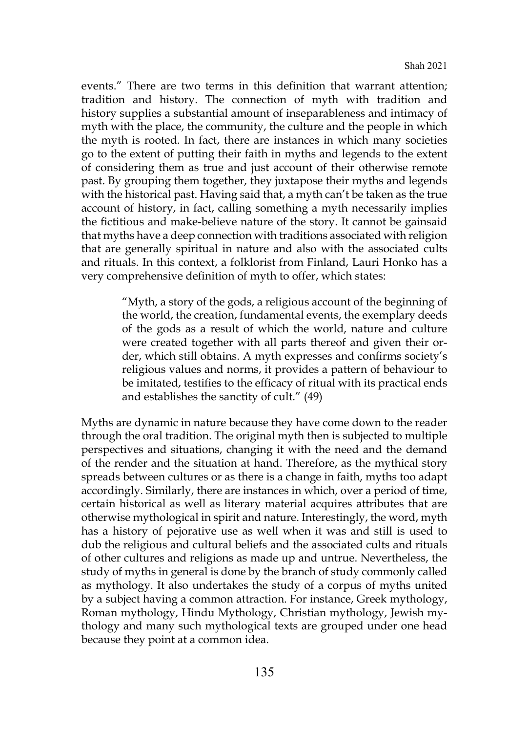events." There are two terms in this definition that warrant attention; tradition and history. The connection of myth with tradition and history supplies a substantial amount of inseparableness and intimacy of myth with the place, the community, the culture and the people in which the myth is rooted. In fact, there are instances in which many societies go to the extent of putting their faith in myths and legends to the extent of considering them as true and just account of their otherwise remote past. By grouping them together, they juxtapose their myths and legends with the historical past. Having said that, a myth can't be taken as the true account of history, in fact, calling something a myth necessarily implies the fictitious and make-believe nature of the story. It cannot be gainsaid that myths have a deep connection with traditions associated with religion that are generally spiritual in nature and also with the associated cults and rituals. In this context, a folklorist from Finland, Lauri Honko has a very comprehensive definition of myth to offer, which states:

> "Myth, a story of the gods, a religious account of the beginning of the world, the creation, fundamental events, the exemplary deeds of the gods as a result of which the world, nature and culture were created together with all parts thereof and given their order, which still obtains. A myth expresses and confirms society's religious values and norms, it provides a pattern of behaviour to be imitated, testifies to the efficacy of ritual with its practical ends and establishes the sanctity of cult." (49)

Myths are dynamic in nature because they have come down to the reader through the oral tradition. The original myth then is subjected to multiple perspectives and situations, changing it with the need and the demand of the render and the situation at hand. Therefore, as the mythical story spreads between cultures or as there is a change in faith, myths too adapt accordingly. Similarly, there are instances in which, over a period of time, certain historical as well as literary material acquires attributes that are otherwise mythological in spirit and nature. Interestingly, the word, myth has a history of pejorative use as well when it was and still is used to dub the religious and cultural beliefs and the associated cults and rituals of other cultures and religions as made up and untrue. Nevertheless, the study of myths in general is done by the branch of study commonly called as mythology. It also undertakes the study of a corpus of myths united by a subject having a common attraction. For instance, Greek mythology, Roman mythology, Hindu Mythology, Christian mythology, Jewish mythology and many such mythological texts are grouped under one head because they point at a common idea.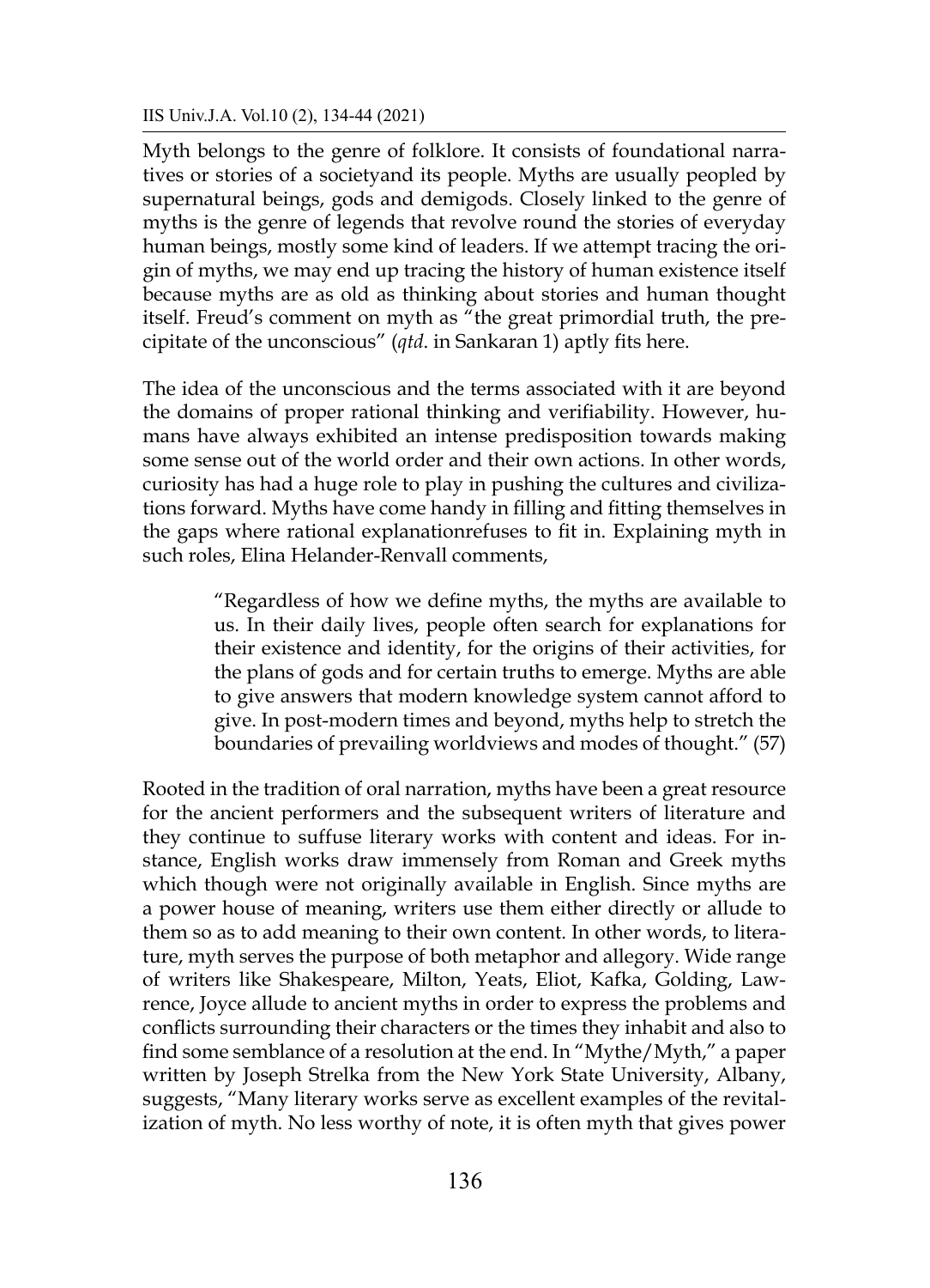Myth belongs to the genre of folklore. It consists of foundational narratives or stories of a societyand its people. Myths are usually peopled by supernatural beings, gods and demigods. Closely linked to the genre of myths is the genre of legends that revolve round the stories of everyday human beings, mostly some kind of leaders. If we attempt tracing the origin of myths, we may end up tracing the history of human existence itself because myths are as old as thinking about stories and human thought itself. Freud's comment on myth as "the great primordial truth, the precipitate of the unconscious" (*qtd*. in Sankaran 1) aptly fits here.

The idea of the unconscious and the terms associated with it are beyond the domains of proper rational thinking and verifiability. However, humans have always exhibited an intense predisposition towards making some sense out of the world order and their own actions. In other words, curiosity has had a huge role to play in pushing the cultures and civilizations forward. Myths have come handy in filling and fitting themselves in the gaps where rational explanationrefuses to fit in. Explaining myth in such roles, Elina Helander-Renvall comments,

> "Regardless of how we define myths, the myths are available to us. In their daily lives, people often search for explanations for their existence and identity, for the origins of their activities, for the plans of gods and for certain truths to emerge. Myths are able to give answers that modern knowledge system cannot afford to give. In post-modern times and beyond, myths help to stretch the boundaries of prevailing worldviews and modes of thought." (57)

Rooted in the tradition of oral narration, myths have been a great resource for the ancient performers and the subsequent writers of literature and they continue to suffuse literary works with content and ideas. For instance, English works draw immensely from Roman and Greek myths which though were not originally available in English. Since myths are a power house of meaning, writers use them either directly or allude to them so as to add meaning to their own content. In other words, to literature, myth serves the purpose of both metaphor and allegory. Wide range of writers like Shakespeare, Milton, Yeats, Eliot, Kafka, Golding, Lawrence, Joyce allude to ancient myths in order to express the problems and conflicts surrounding their characters or the times they inhabit and also to find some semblance of a resolution at the end. In "Mythe/Myth," a paper written by Joseph Strelka from the New York State University, Albany, suggests, "Many literary works serve as excellent examples of the revitalization of myth. No less worthy of note, it is often myth that gives power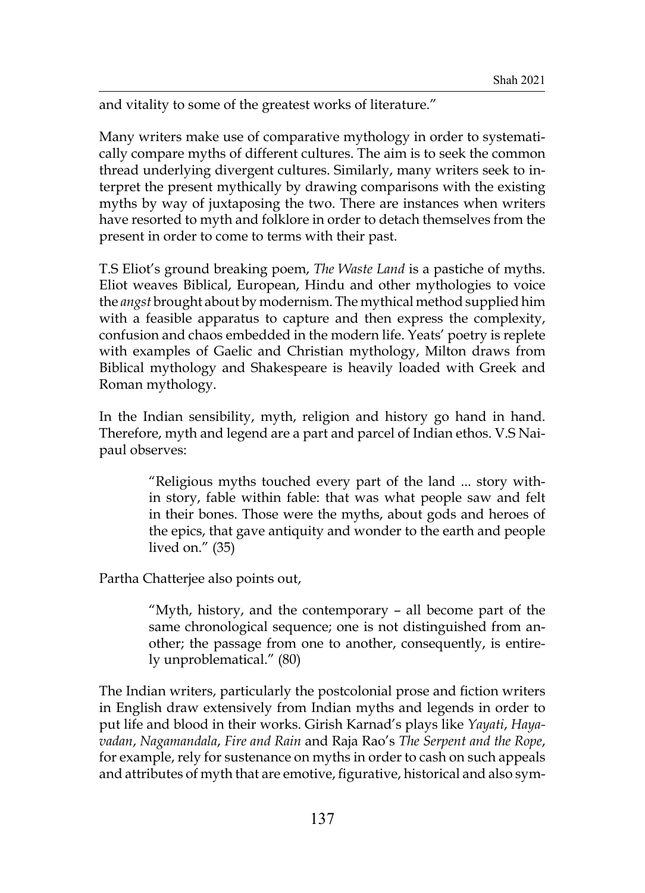and vitality to some of the greatest works of literature."

Many writers make use of comparative mythology in order to systematically compare myths of different cultures. The aim is to seek the common thread underlying divergent cultures. Similarly, many writers seek to interpret the present mythically by drawing comparisons with the existing myths by way of juxtaposing the two. There are instances when writers have resorted to myth and folklore in order to detach themselves from the present in order to come to terms with their past.

T.S Eliot's ground breaking poem, *The Waste Land* is a pastiche of myths. Eliot weaves Biblical, European, Hindu and other mythologies to voice the *angst* brought about by modernism. The mythical method supplied him with a feasible apparatus to capture and then express the complexity, confusion and chaos embedded in the modern life. Yeats' poetry is replete with examples of Gaelic and Christian mythology, Milton draws from Biblical mythology and Shakespeare is heavily loaded with Greek and Roman mythology.

In the Indian sensibility, myth, religion and history go hand in hand. Therefore, myth and legend are a part and parcel of Indian ethos. V.S Naipaul observes:

> "Religious myths touched every part of the land ... story within story, fable within fable: that was what people saw and felt in their bones. Those were the myths, about gods and heroes of the epics, that gave antiquity and wonder to the earth and people lived on." (35)

Partha Chatterjee also points out,

> "Myth, history, and the contemporary – all become part of the same chronological sequence; one is not distinguished from another; the passage from one to another, consequently, is entirely unproblematical." (80)

The Indian writers, particularly the postcolonial prose and fiction writers in English draw extensively from Indian myths and legends in order to put life and blood in their works. Girish Karnad's plays like *Yayati*, *Hayavadan*, *Nagamandala*, *Fire and Rain* and Raja Rao's *The Serpent and the Rope*, for example, rely for sustenance on myths in order to cash on such appeals and attributes of myth that are emotive, figurative, historical and also sym-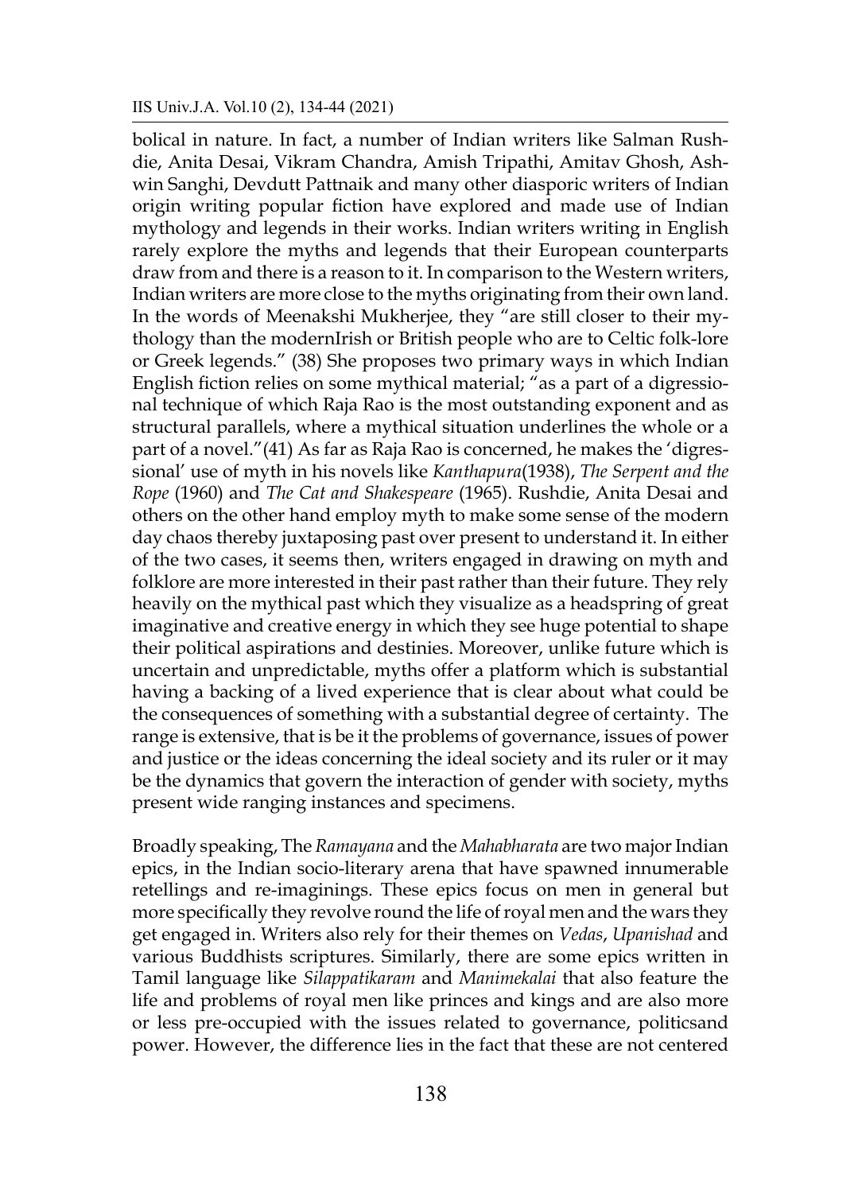bolical in nature. In fact, a number of Indian writers like Salman Rushdie, Anita Desai, Vikram Chandra, Amish Tripathi, Amitav Ghosh, Ashwin Sanghi, Devdutt Pattnaik and many other diasporic writers of Indian origin writing popular fiction have explored and made use of Indian mythology and legends in their works. Indian writers writing in English rarely explore the myths and legends that their European counterparts draw from and there is a reason to it. In comparison to the Western writers, Indian writers are more close to the myths originating from their own land. In the words of Meenakshi Mukherjee, they "are still closer to their mythology than the modernIrish or British people who are to Celtic folk-lore or Greek legends." (38) She proposes two primary ways in which Indian English fiction relies on some mythical material; "as a part of a digressional technique of which Raja Rao is the most outstanding exponent and as structural parallels, where a mythical situation underlines the whole or a part of a novel."(41) As far as Raja Rao is concerned, he makes the 'digressional' use of myth in his novels like *Kanthapura*(1938), *The Serpent and the Rope* (1960) and *The Cat and Shakespeare* (1965). Rushdie, Anita Desai and others on the other hand employ myth to make some sense of the modern day chaos thereby juxtaposing past over present to understand it. In either of the two cases, it seems then, writers engaged in drawing on myth and folklore are more interested in their past rather than their future. They rely heavily on the mythical past which they visualize as a headspring of great imaginative and creative energy in which they see huge potential to shape their political aspirations and destinies. Moreover, unlike future which is uncertain and unpredictable, myths offer a platform which is substantial having a backing of a lived experience that is clear about what could be the consequences of something with a substantial degree of certainty. The range is extensive, that is be it the problems of governance, issues of power and justice or the ideas concerning the ideal society and its ruler or it may be the dynamics that govern the interaction of gender with society, myths present wide ranging instances and specimens.

Broadly speaking, The *Ramayana* and the *Mahabharata* are two major Indian epics, in the Indian socio-literary arena that have spawned innumerable retellings and re-imaginings. These epics focus on men in general but more specifically they revolve round the life of royal men and the wars they get engaged in. Writers also rely for their themes on *Vedas*, *Upanishad* and various Buddhists scriptures. Similarly, there are some epics written in Tamil language like *Silappatikaram* and *Manimekalai* that also feature the life and problems of royal men like princes and kings and are also more or less pre-occupied with the issues related to governance, politicsand power. However, the difference lies in the fact that these are not centered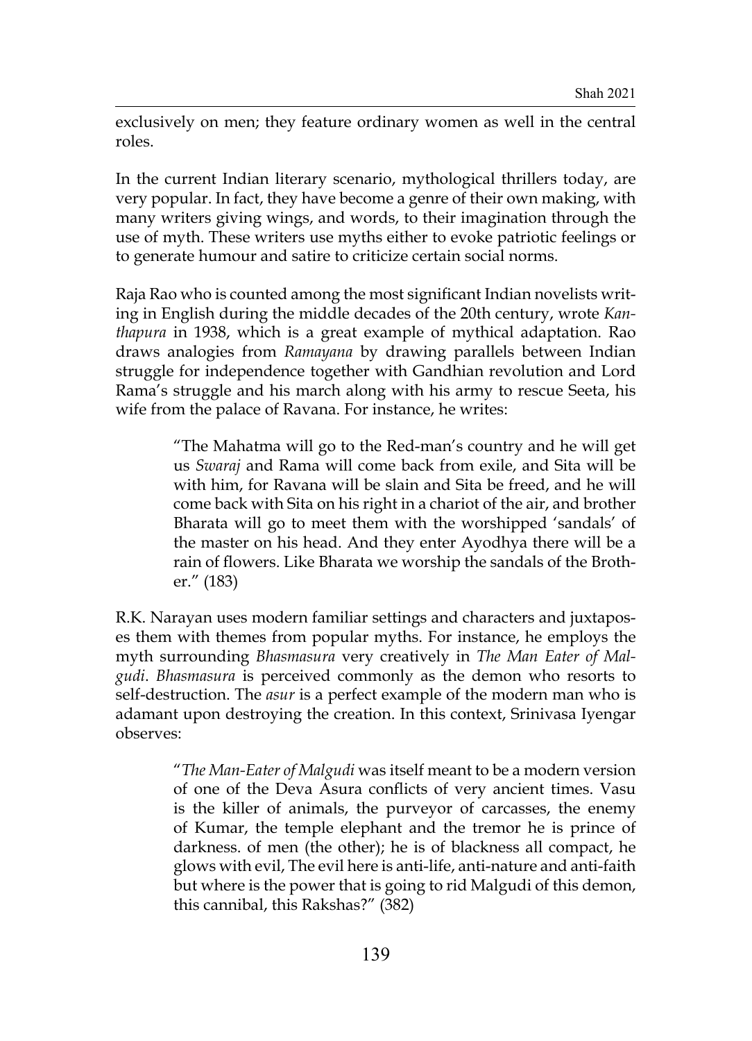exclusively on men; they feature ordinary women as well in the central roles.

In the current Indian literary scenario, mythological thrillers today, are very popular. In fact, they have become a genre of their own making, with many writers giving wings, and words, to their imagination through the use of myth. These writers use myths either to evoke patriotic feelings or to generate humour and satire to criticize certain social norms.

Raja Rao who is counted among the most significant Indian novelists writing in English during the middle decades of the 20th century, wrote *Kanthapura* in 1938, which is a great example of mythical adaptation. Rao draws analogies from *Ramayana* by drawing parallels between Indian struggle for independence together with Gandhian revolution and Lord Rama's struggle and his march along with his army to rescue Seeta, his wife from the palace of Ravana. For instance, he writes:

> "The Mahatma will go to the Red-man's country and he will get us *Swaraj* and Rama will come back from exile, and Sita will be with him, for Ravana will be slain and Sita be freed, and he will come back with Sita on his right in a chariot of the air, and brother Bharata will go to meet them with the worshipped 'sandals' of the master on his head. And they enter Ayodhya there will be a rain of flowers. Like Bharata we worship the sandals of the Brother." (183)

R.K. Narayan uses modern familiar settings and characters and juxtaposes them with themes from popular myths. For instance, he employs the myth surrounding *Bhasmasura* very creatively in *The Man Eater of Malgudi*. *Bhasmasura* is perceived commonly as the demon who resorts to self-destruction. The *asur* is a perfect example of the modern man who is adamant upon destroying the creation. In this context, Srinivasa Iyengar observes:

> "*The Man-Eater of Malgudi* was itself meant to be a modern version of one of the Deva Asura conflicts of very ancient times. Vasu is the killer of animals, the purveyor of carcasses, the enemy of Kumar, the temple elephant and the tremor he is prince of darkness. of men (the other); he is of blackness all compact, he glows with evil, The evil here is anti-life, anti-nature and anti-faith but where is the power that is going to rid Malgudi of this demon, this cannibal, this Rakshas?" (382)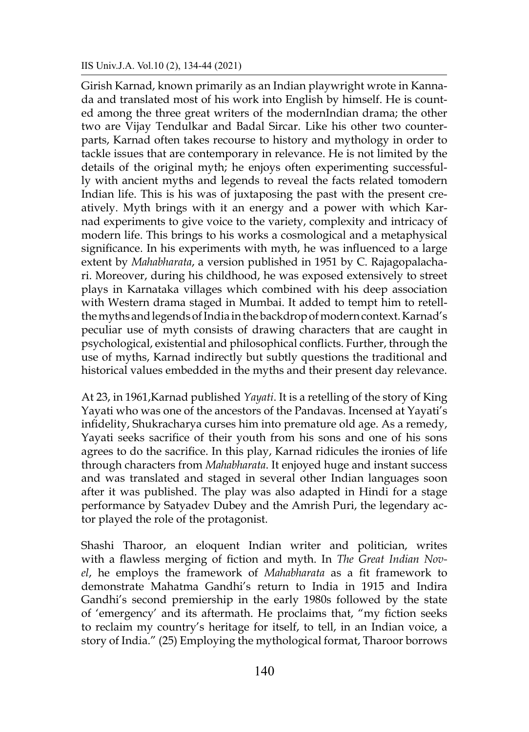Girish Karnad, known primarily as an Indian playwright wrote in Kannada and translated most of his work into English by himself. He is counted among the three great writers of the modernIndian drama; the other two are Vijay Tendulkar and Badal Sircar. Like his other two counterparts, Karnad often takes recourse to history and mythology in order to tackle issues that are contemporary in relevance. He is not limited by the details of the original myth; he enjoys often experimenting successfully with ancient myths and legends to reveal the facts related tomodern Indian life. This is his was of juxtaposing the past with the present creatively. Myth brings with it an energy and a power with which Karnad experiments to give voice to the variety, complexity and intricacy of modern life. This brings to his works a cosmological and a metaphysical significance. In his experiments with myth, he was influenced to a large extent by *Mahabharata*, a version published in 1951 by C. Rajagopalachari. Moreover, during his childhood, he was exposed extensively to street plays in Karnataka villages which combined with his deep association with Western drama staged in Mumbai. It added to tempt him to retellthe myths and legends of India in the backdrop of modern context. Karnad's peculiar use of myth consists of drawing characters that are caught in psychological, existential and philosophical conflicts. Further, through the use of myths, Karnad indirectly but subtly questions the traditional and historical values embedded in the myths and their present day relevance.

At 23, in 1961,Karnad published *Yayati*. It is a retelling of the story of King Yayati who was one of the ancestors of the Pandavas. Incensed at Yayati's infidelity, Shukracharya curses him into premature old age. As a remedy, Yayati seeks sacrifice of their youth from his sons and one of his sons agrees to do the sacrifice. In this play, Karnad ridicules the ironies of life through characters from *Mahabharata*. It enjoyed huge and instant success and was translated and staged in several other Indian languages soon after it was published. The play was also adapted in Hindi for a stage performance by Satyadev Dubey and the Amrish Puri, the legendary actor played the role of the protagonist.

Shashi Tharoor, an eloquent Indian writer and politician, writes with a flawless merging of fiction and myth. In *The Great Indian Novel*, he employs the framework of *Mahabharata* as a fit framework to demonstrate Mahatma Gandhi's return to India in 1915 and Indira Gandhi's second premiership in the early 1980s followed by the state of 'emergency' and its aftermath. He proclaims that, "my fiction seeks to reclaim my country's heritage for itself, to tell, in an Indian voice, a story of India." (25) Employing the mythological format, Tharoor borrows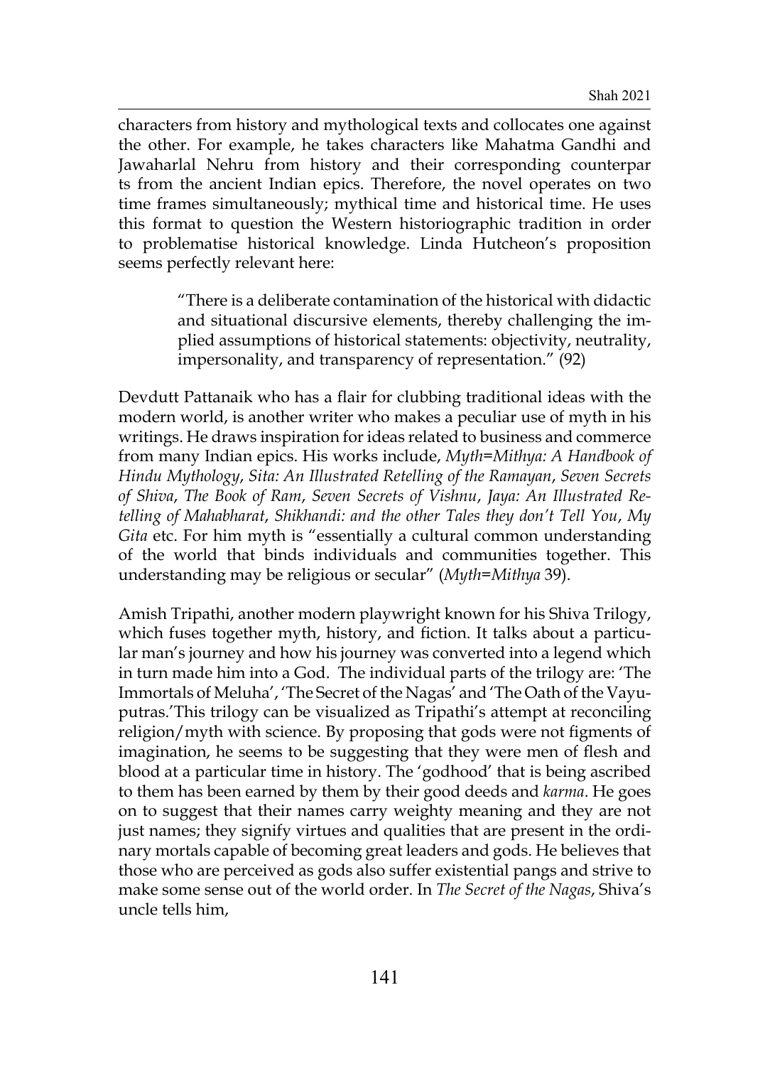characters from history and mythological texts and collocates one against the other. For example, he takes characters like Mahatma Gandhi and Jawaharlal Nehru from history and their corresponding counterpar ts from the ancient Indian epics. Therefore, the novel operates on two time frames simultaneously; mythical time and historical time. He uses this format to question the Western historiographic tradition in order to problematise historical knowledge. Linda Hutcheon's proposition seems perfectly relevant here:

> "There is a deliberate contamination of the historical with didactic and situational discursive elements, thereby challenging the implied assumptions of historical statements: objectivity, neutrality, impersonality, and transparency of representation." (92)

Devdutt Pattanaik who has a flair for clubbing traditional ideas with the modern world, is another writer who makes a peculiar use of myth in his writings. He draws inspiration for ideas related to business and commerce from many Indian epics. His works include, *Myth=Mithya: A Handbook of Hindu Mythology*, *Sita: An Illustrated Retelling of the Ramayan*, *Seven Secrets of Shiva*, *The Book of Ram*, *Seven Secrets of Vishnu*, *Jaya: An Illustrated Retelling of Mahabharat*, *Shikhandi: and the other Tales they don't Tell You*, *My Gita* etc. For him myth is "essentially a cultural common understanding of the world that binds individuals and communities together. This understanding may be religious or secular" (*Myth=Mithya* 39).

Amish Tripathi, another modern playwright known for his Shiva Trilogy, which fuses together myth, history, and fiction. It talks about a particular man's journey and how his journey was converted into a legend which in turn made him into a God. The individual parts of the trilogy are: 'The Immortals of Meluha', 'The Secret of the Nagas' and 'The Oath of the Vayuputras.'This trilogy can be visualized as Tripathi's attempt at reconciling religion/myth with science. By proposing that gods were not figments of imagination, he seems to be suggesting that they were men of flesh and blood at a particular time in history. The 'godhood' that is being ascribed to them has been earned by them by their good deeds and *karma*. He goes on to suggest that their names carry weighty meaning and they are not just names; they signify virtues and qualities that are present in the ordinary mortals capable of becoming great leaders and gods. He believes that those who are perceived as gods also suffer existential pangs and strive to make some sense out of the world order. In *The Secret of the Nagas*, Shiva's uncle tells him,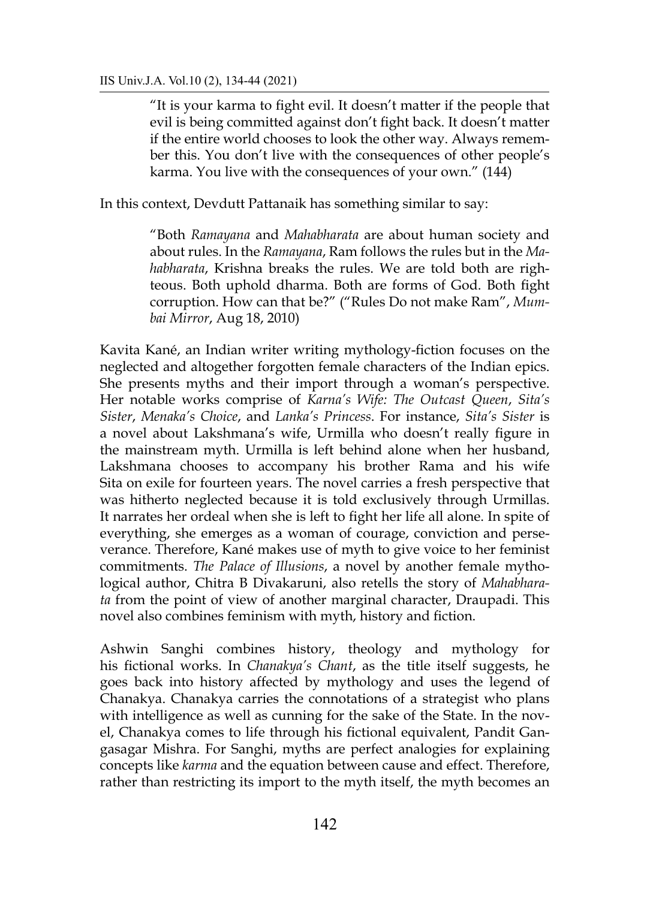> "It is your karma to fight evil. It doesn't matter if the people that evil is being committed against don't fight back. It doesn't matter if the entire world chooses to look the other way. Always remember this. You don't live with the consequences of other people's karma. You live with the consequences of your own." (144)

In this context, Devdutt Pattanaik has something similar to say:

> "Both *Ramayana* and *Mahabharata* are about human society and about rules. In the *Ramayana*, Ram follows the rules but in the *Mahabharata*, Krishna breaks the rules. We are told both are righteous. Both uphold dharma. Both are forms of God. Both fight corruption. How can that be?" ("Rules Do not make Ram", *Mumbai Mirror*, Aug 18, 2010)

Kavita Kané, an Indian writer writing mythology-fiction focuses on the neglected and altogether forgotten female characters of the Indian epics. She presents myths and their import through a woman's perspective. Her notable works comprise of *Karna's Wife: The Outcast Queen*, *Sita's Sister*, *Menaka's Choice*, and *Lanka's Princess*. For instance, *Sita's Sister* is a novel about Lakshmana's wife, Urmilla who doesn't really figure in the mainstream myth. Urmilla is left behind alone when her husband, Lakshmana chooses to accompany his brother Rama and his wife Sita on exile for fourteen years. The novel carries a fresh perspective that was hitherto neglected because it is told exclusively through Urmillas. It narrates her ordeal when she is left to fight her life all alone. In spite of everything, she emerges as a woman of courage, conviction and perseverance. Therefore, Kané makes use of myth to give voice to her feminist commitments. *The Palace of Illusions*, a novel by another female mythological author, Chitra B Divakaruni, also retells the story of *Mahabharata* from the point of view of another marginal character, Draupadi. This novel also combines feminism with myth, history and fiction.

Ashwin Sanghi combines history, theology and mythology for his fictional works. In *Chanakya's Chant*, as the title itself suggests, he goes back into history affected by mythology and uses the legend of Chanakya. Chanakya carries the connotations of a strategist who plans with intelligence as well as cunning for the sake of the State. In the novel, Chanakya comes to life through his fictional equivalent, Pandit Gangasagar Mishra. For Sanghi, myths are perfect analogies for explaining concepts like *karma* and the equation between cause and effect. Therefore, rather than restricting its import to the myth itself, the myth becomes an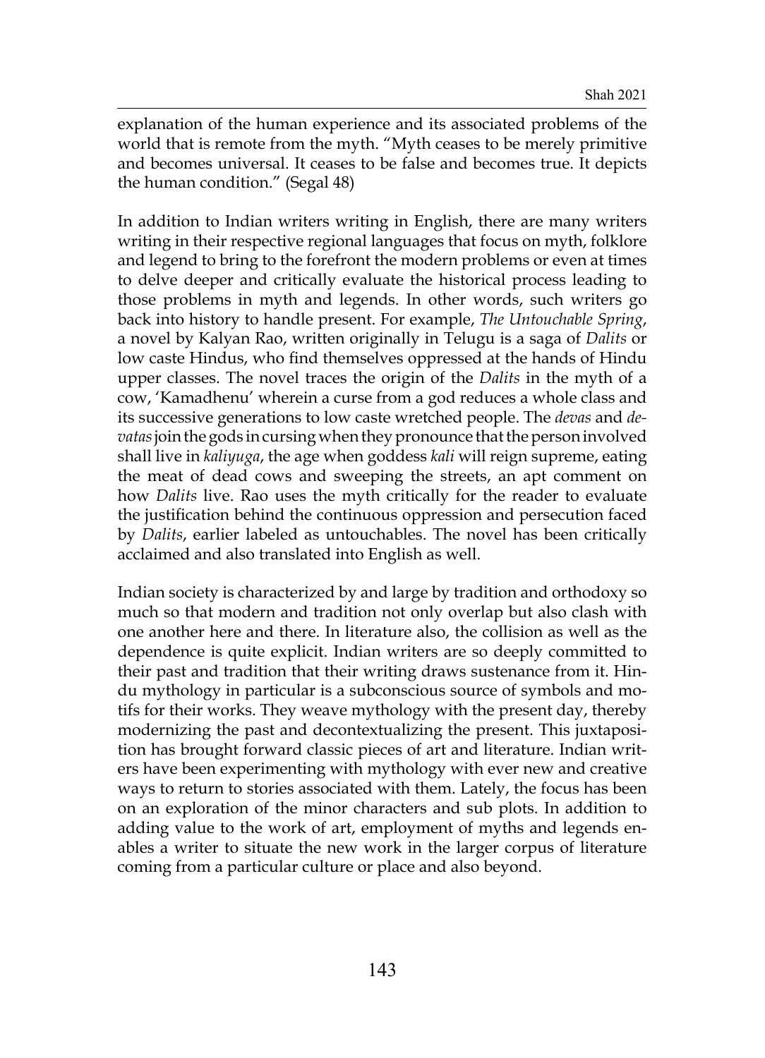explanation of the human experience and its associated problems of the world that is remote from the myth. "Myth ceases to be merely primitive and becomes universal. It ceases to be false and becomes true. It depicts the human condition." (Segal 48)

In addition to Indian writers writing in English, there are many writers writing in their respective regional languages that focus on myth, folklore and legend to bring to the forefront the modern problems or even at times to delve deeper and critically evaluate the historical process leading to those problems in myth and legends. In other words, such writers go back into history to handle present. For example, *The Untouchable Spring*, a novel by Kalyan Rao, written originally in Telugu is a saga of *Dalits* or low caste Hindus, who find themselves oppressed at the hands of Hindu upper classes. The novel traces the origin of the *Dalits* in the myth of a cow, 'Kamadhenu' wherein a curse from a god reduces a whole class and its successive generations to low caste wretched people. The *devas* and *devatas* join the gods in cursing when they pronounce that the person involved shall live in *kaliyuga*, the age when goddess *kali* will reign supreme, eating the meat of dead cows and sweeping the streets, an apt comment on how *Dalits* live. Rao uses the myth critically for the reader to evaluate the justification behind the continuous oppression and persecution faced by *Dalits*, earlier labeled as untouchables. The novel has been critically acclaimed and also translated into English as well.

Indian society is characterized by and large by tradition and orthodoxy so much so that modern and tradition not only overlap but also clash with one another here and there. In literature also, the collision as well as the dependence is quite explicit. Indian writers are so deeply committed to their past and tradition that their writing draws sustenance from it. Hindu mythology in particular is a subconscious source of symbols and motifs for their works. They weave mythology with the present day, thereby modernizing the past and decontextualizing the present. This juxtaposition has brought forward classic pieces of art and literature. Indian writers have been experimenting with mythology with ever new and creative ways to return to stories associated with them. Lately, the focus has been on an exploration of the minor characters and sub plots. In addition to adding value to the work of art, employment of myths and legends enables a writer to situate the new work in the larger corpus of literature coming from a particular culture or place and also beyond.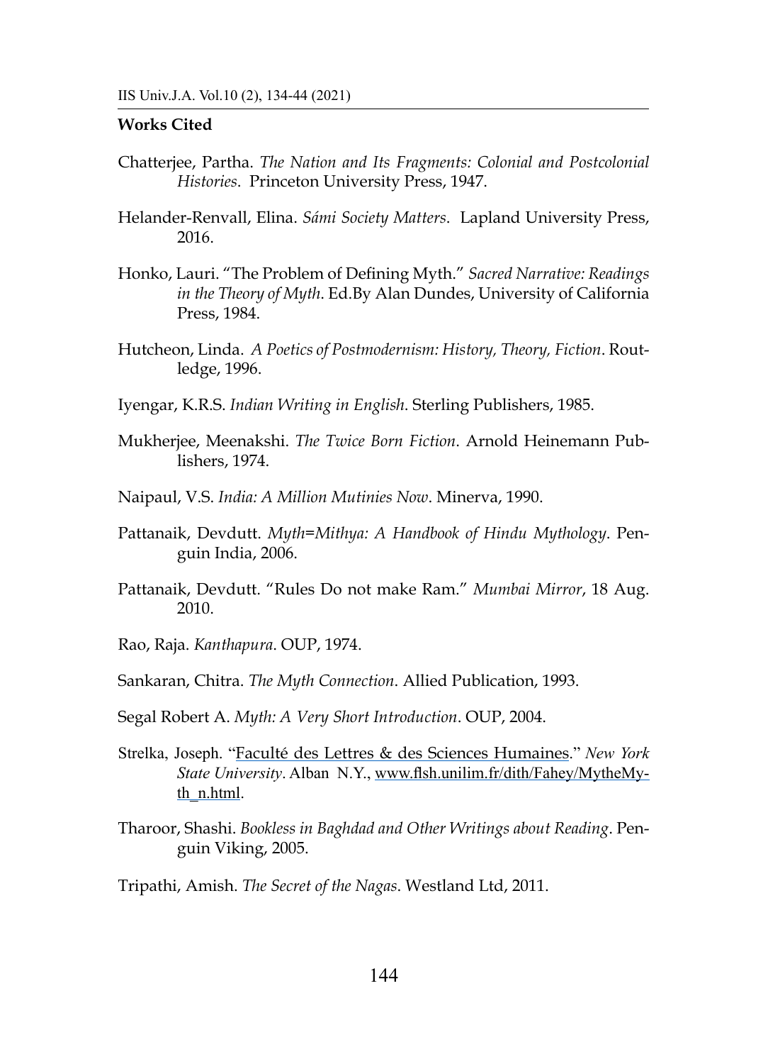**Works Cited**

Chatterjee, Partha. *The Nation and Its Fragments: Colonial and Postcolonial Histories*. Princeton University Press, 1947.

Helander-Renvall, Elina. *Sámi Society Matters*. Lapland University Press, 2016.

Honko, Lauri. "The Problem of Defining Myth." *Sacred Narrative: Readings in the Theory of Myth*. Ed.By Alan Dundes, University of California Press, 1984.

Hutcheon, Linda. *A Poetics of Postmodernism: History, Theory, Fiction*. Routledge, 1996.

Iyengar, K.R.S. *Indian Writing in English*. Sterling Publishers, 1985.

Mukherjee, Meenakshi. *The Twice Born Fiction*. Arnold Heinemann Publishers, 1974.

Naipaul, V.S. *India: A Million Mutinies Now*. Minerva, 1990.

Pattanaik, Devdutt. *Myth=Mithya: A Handbook of Hindu Mythology*. Penguin India, 2006.

Pattanaik, Devdutt. "Rules Do not make Ram." *Mumbai Mirror*, 18 Aug. 2010.

Rao, Raja. *Kanthapura*. OUP, 1974.

Sankaran, Chitra. *The Myth Connection*. Allied Publication, 1993.

Segal Robert A. *Myth: A Very Short Introduction*. OUP, 2004.

Strelka, Joseph. "Faculté des Lettres & des Sciences Humaines." *New York State University*. Alban N.Y., www.flsh.unilim.fr/dith/Fahey/MytheMyth_n.html.

Tharoor, Shashi. *Bookless in Baghdad and Other Writings about Reading*. Penguin Viking, 2005.

Tripathi, Amish. *The Secret of the Nagas*. Westland Ltd, 2011.